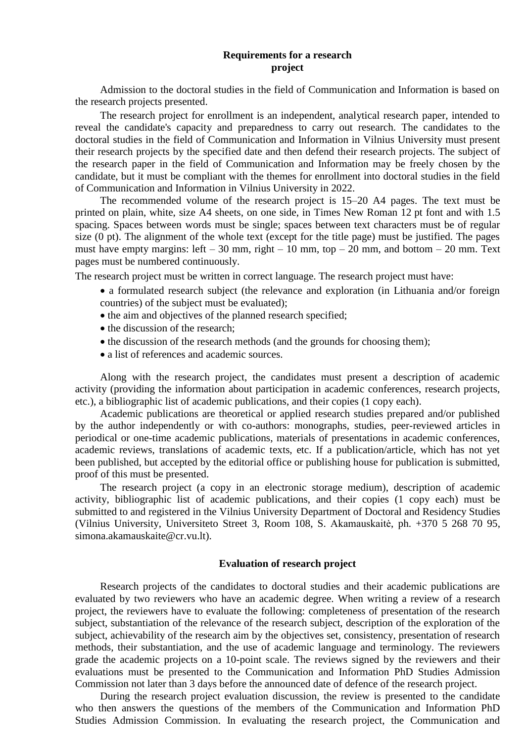## Requirements for a research project

Admission to the doctoral studies in the field of Communication and Information is based on the research projects presented.

The research project for enrollment is an independent, analytical research paper, intended to reveal the candidate's capacity and preparedness to carry out research. The candidates to the doctoral studies in the field of Communication and Information in Vilnius University must present their research projects by the specified date and then defend their research projects. The subject of the research paper in the field of Communication and Information may be freely chosen by the candidate, but it must be compliant with the themes for enrollment into doctoral studies in the field of Communication and Information in Vilnius University in 2022.

The recommended volume of the research project is 15–20 A4 pages. The text must be printed on plain, white, size A4 sheets, on one side, in Times New Roman 12 pt font and with 1.5 spacing. Spaces between words must be single; spaces between text characters must be of regular size (0 pt). The alignment of the whole text (except for the title page) must be justified. The pages must have empty margins: left – 30 mm, right – 10 mm, top – 20 mm, and bottom – 20 mm. Text pages must be numbered continuously.

The research project must be written in correct language. The research project must have:

- a formulated research subject (the relevance and exploration (in Lithuania and/or foreign countries) of the subject must be evaluated);
- the aim and objectives of the planned research specified;
- the discussion of the research;
- the discussion of the research methods (and the grounds for choosing them);
- a list of references and academic sources.

Along with the research project, the candidates must present a description of academic activity (providing the information about participation in academic conferences, research projects, etc.), a bibliographic list of academic publications, and their copies (1 copy each).

Academic publications are theoretical or applied research studies prepared and/or published by the author independently or with co-authors: monographs, studies, peer-reviewed articles in periodical or one-time academic publications, materials of presentations in academic conferences, academic reviews, translations of academic texts, etc. If a publication/article, which has not yet been published, but accepted by the editorial office or publishing house for publication is submitted, proof of this must be presented.

The research project (a copy in an electronic storage medium), description of academic activity, bibliographic list of academic publications, and their copies (1 copy each) must be submitted to and registered in the Vilnius University Department of Doctoral and Residency Studies (Vilnius University, Universiteto Street 3, Room 108, S. Akamauskaitė, ph. +370 5 268 70 95, simona.akamauskaite@cr.vu.lt).

## Evaluation of research project

Research projects of the candidates to doctoral studies and their academic publications are evaluated by two reviewers who have an academic degree. When writing a review of a research project, the reviewers have to evaluate the following: completeness of presentation of the research subject, substantiation of the relevance of the research subject, description of the exploration of the subject, achievability of the research aim by the objectives set, consistency, presentation of research methods, their substantiation, and the use of academic language and terminology. The reviewers grade the academic projects on a 10-point scale. The reviews signed by the reviewers and their evaluations must be presented to the Communication and Information PhD Studies Admission Commission not later than 3 days before the announced date of defence of the research project.

During the research project evaluation discussion, the review is presented to the candidate who then answers the questions of the members of the Communication and Information PhD Studies Admission Commission. In evaluating the research project, the Communication and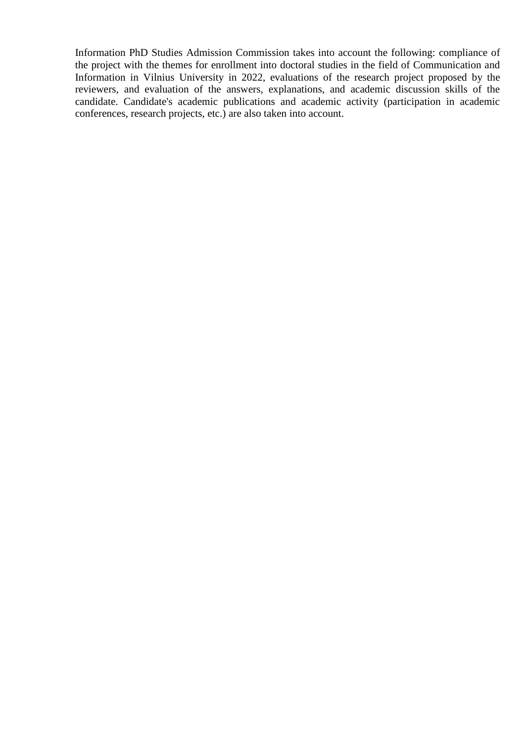Information PhD Studies Admission Commission takes into account the following: compliance of the project with the themes for enrollment into doctoral studies in the field of Communication and Information in Vilnius University in 2022, evaluations of the research project proposed by the reviewers, and evaluation of the answers, explanations, and academic discussion skills of the candidate. Candidate's academic publications and academic activity (participation in academic conferences, research projects, etc.) are also taken into account.